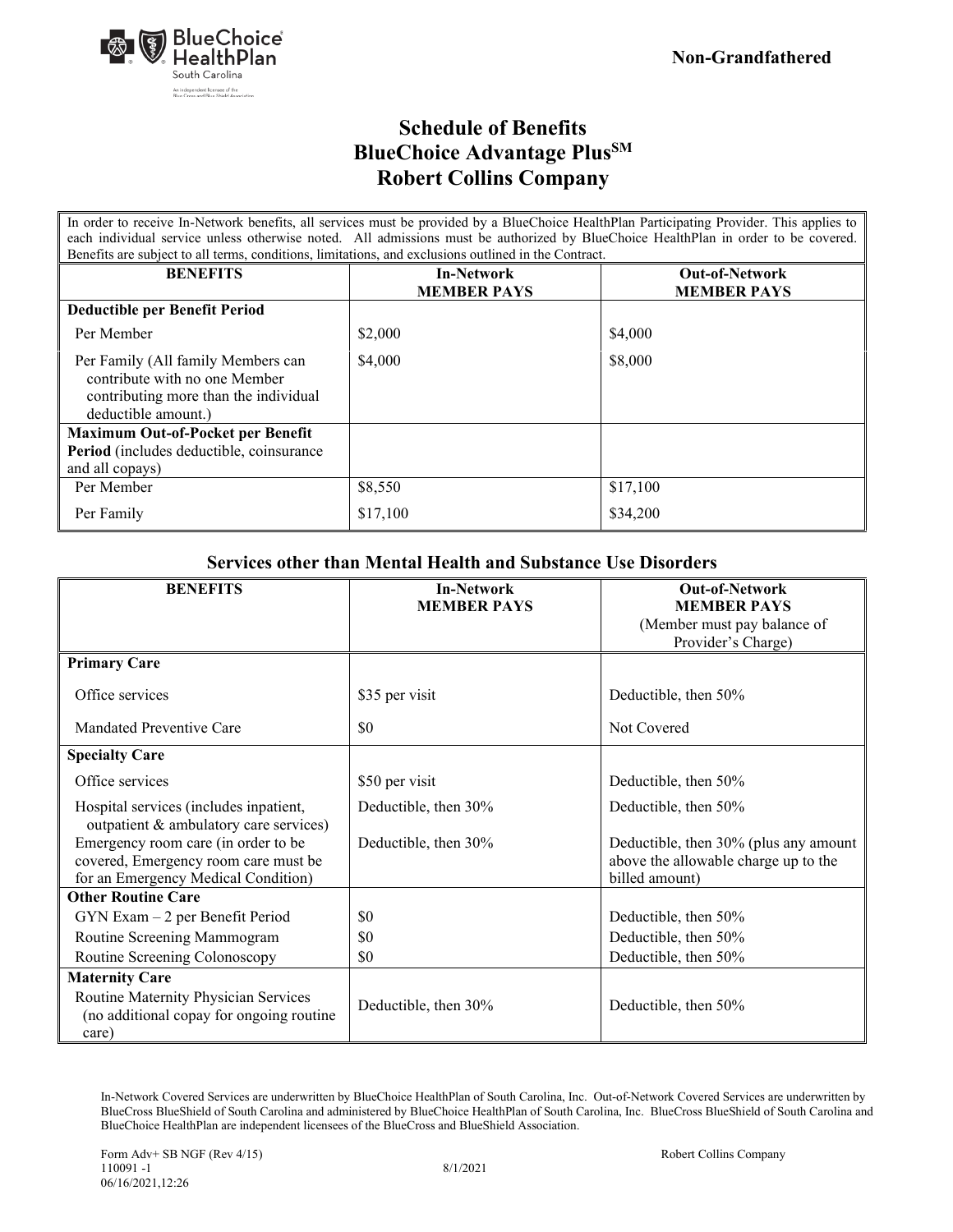**Non-Grandfathered**

# Schedule of Benefits
# BlueChoice Advantage Plus℠
# Robert Collins Company

In order to receive In-Network benefits, all services must be provided by a BlueChoice HealthPlan Participating Provider. This applies to each individual service unless otherwise noted. All admissions must be authorized by BlueChoice HealthPlan in order to be covered. Benefits are subject to all terms, conditions, limitations, and exclusions outlined in the Contract.

| BENEFITS | In-Network MEMBER PAYS | Out-of-Network MEMBER PAYS |
|---|---|---|
| **Deductible per Benefit Period** | | |
| Per Member | $2,000 | $4,000 |
| Per Family (All family Members can contribute with no one Member contributing more than the individual deductible amount.) | $4,000 | $8,000 |
| **Maximum Out-of-Pocket per Benefit Period** (includes deductible, coinsurance and all copays) | | |
| Per Member | $8,550 | $17,100 |
| Per Family | $17,100 | $34,200 |

## Services other than Mental Health and Substance Use Disorders

| BENEFITS | In-Network MEMBER PAYS | Out-of-Network MEMBER PAYS (Member must pay balance of Provider's Charge) |
|---|---|---|
| **Primary Care** | | |
| Office services | $35 per visit | Deductible, then 50% |
| Mandated Preventive Care | $0 | Not Covered |
| **Specialty Care** | | |
| Office services | $50 per visit | Deductible, then 50% |
| Hospital services (includes inpatient, outpatient & ambulatory care services) | Deductible, then 30% | Deductible, then 50% |
| Emergency room care (in order to be covered, Emergency room care must be for an Emergency Medical Condition) | Deductible, then 30% | Deductible, then 30% (plus any amount above the allowable charge up to the billed amount) |
| **Other Routine Care** | | |
| GYN Exam – 2 per Benefit Period | $0 | Deductible, then 50% |
| Routine Screening Mammogram | $0 | Deductible, then 50% |
| Routine Screening Colonoscopy | $0 | Deductible, then 50% |
| **Maternity Care** | | |
| Routine Maternity Physician Services (no additional copay for ongoing routine care) | Deductible, then 30% | Deductible, then 50% |

In-Network Covered Services are underwritten by BlueChoice HealthPlan of South Carolina, Inc. Out-of-Network Covered Services are underwritten by BlueCross BlueShield of South Carolina and administered by BlueChoice HealthPlan of South Carolina, Inc. BlueCross BlueShield of South Carolina and BlueChoice HealthPlan are independent licensees of the BlueCross and BlueShield Association.

Form Adv+ SB NGF (Rev 4/15)
110091 -1
06/16/2021,12:26
8/1/2021
Robert Collins Company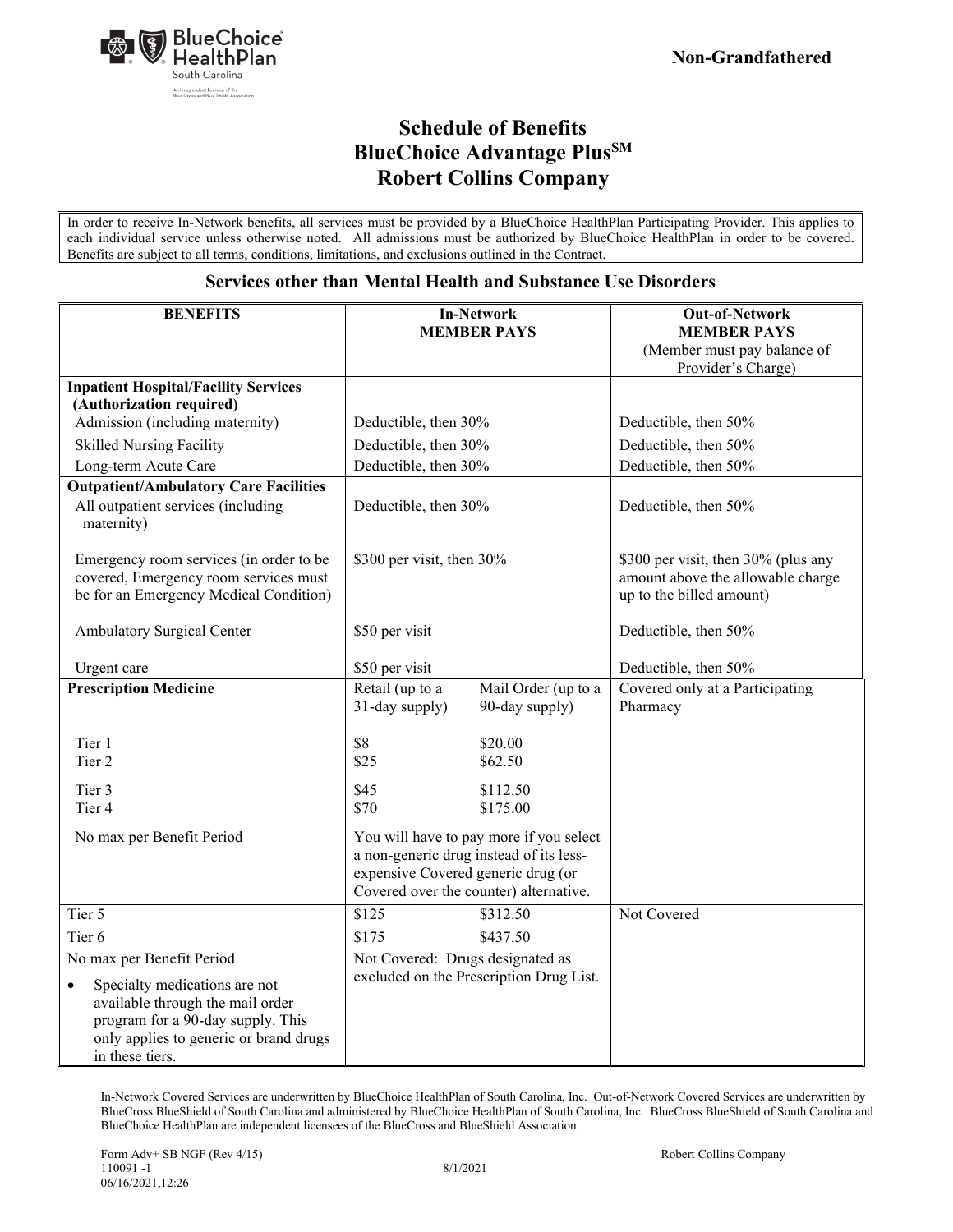Non-Grandfathered

# Schedule of Benefits
# BlueChoice Advantage Plus℠
# Robert Collins Company

In order to receive In-Network benefits, all services must be provided by a BlueChoice HealthPlan Participating Provider. This applies to each individual service unless otherwise noted. All admissions must be authorized by BlueChoice HealthPlan in order to be covered. Benefits are subject to all terms, conditions, limitations, and exclusions outlined in the Contract.

## Services other than Mental Health and Substance Use Disorders

| BENEFITS | In-Network MEMBER PAYS | | Out-of-Network MEMBER PAYS (Member must pay balance of Provider's Charge) |
|---|---|---|---|
| **Inpatient Hospital/Facility Services (Authorization required)** | | | |
| Admission (including maternity) | Deductible, then 30% | | Deductible, then 50% |
| Skilled Nursing Facility | Deductible, then 30% | | Deductible, then 50% |
| Long-term Acute Care | Deductible, then 30% | | Deductible, then 50% |
| **Outpatient/Ambulatory Care Facilities** | | | |
| All outpatient services (including maternity) | Deductible, then 30% | | Deductible, then 50% |
| Emergency room services (in order to be covered, Emergency room services must be for an Emergency Medical Condition) | $300 per visit, then 30% | | $300 per visit, then 30% (plus any amount above the allowable charge up to the billed amount) |
| Ambulatory Surgical Center | $50 per visit | | Deductible, then 50% |
| Urgent care | $50 per visit | | Deductible, then 50% |
| **Prescription Medicine** | Retail (up to a 31-day supply) | Mail Order (up to a 90-day supply) | Covered only at a Participating Pharmacy |
| Tier 1 | $8 | $20.00 | |
| Tier 2 | $25 | $62.50 | |
| Tier 3 | $45 | $112.50 | |
| Tier 4 | $70 | $175.00 | |
| No max per Benefit Period | You will have to pay more if you select a non-generic drug instead of its less-expensive Covered generic drug (or Covered over the counter) alternative. | | |
| Tier 5 | $125 | $312.50 | Not Covered |
| Tier 6 | $175 | $437.50 | |
| No max per Benefit Period | Not Covered: Drugs designated as excluded on the Prescription Drug List. | | |
| • Specialty medications are not available through the mail order program for a 90-day supply. This only applies to generic or brand drugs in these tiers. | | | |

In-Network Covered Services are underwritten by BlueChoice HealthPlan of South Carolina, Inc. Out-of-Network Covered Services are underwritten by BlueCross BlueShield of South Carolina and administered by BlueChoice HealthPlan of South Carolina, Inc. BlueCross BlueShield of South Carolina and BlueChoice HealthPlan are independent licensees of the BlueCross and BlueShield Association.

Form Adv+ SB NGF (Rev 4/15)
110091 -1
06/16/2021,12:26
8/1/2021
Robert Collins Company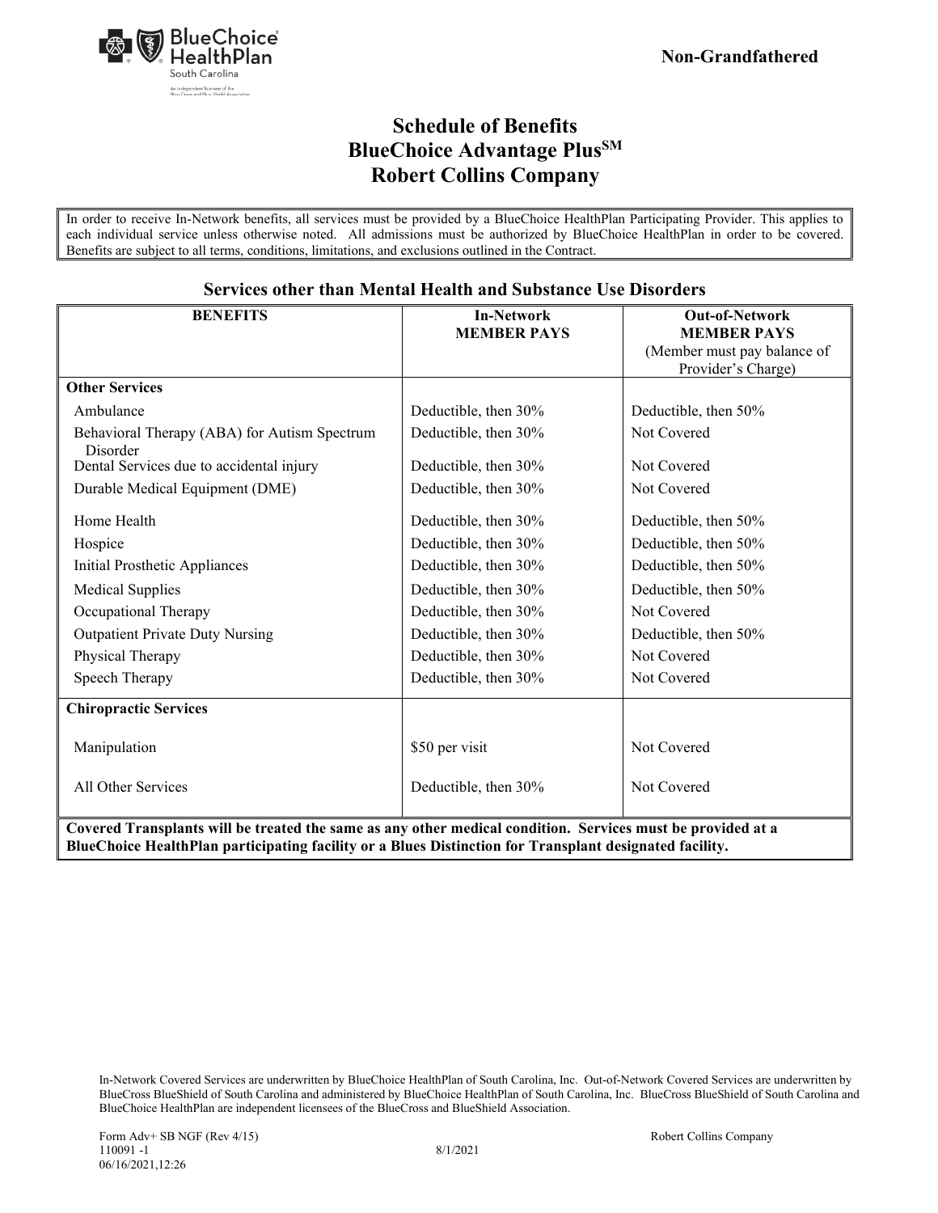Non-Grandfathered

# Schedule of Benefits
# BlueChoice Advantage Plus[SM]
# Robert Collins Company

In order to receive In-Network benefits, all services must be provided by a BlueChoice HealthPlan Participating Provider. This applies to each individual service unless otherwise noted. All admissions must be authorized by BlueChoice HealthPlan in order to be covered. Benefits are subject to all terms, conditions, limitations, and exclusions outlined in the Contract.

## Services other than Mental Health and Substance Use Disorders

| BENEFITS | In-Network MEMBER PAYS | Out-of-Network MEMBER PAYS (Member must pay balance of Provider's Charge) |
|---|---|---|
| **Other Services** | | |
| Ambulance | Deductible, then 30% | Deductible, then 50% |
| Behavioral Therapy (ABA) for Autism Spectrum Disorder | Deductible, then 30% | Not Covered |
| Dental Services due to accidental injury | Deductible, then 30% | Not Covered |
| Durable Medical Equipment (DME) | Deductible, then 30% | Not Covered |
| Home Health | Deductible, then 30% | Deductible, then 50% |
| Hospice | Deductible, then 30% | Deductible, then 50% |
| Initial Prosthetic Appliances | Deductible, then 30% | Deductible, then 50% |
| Medical Supplies | Deductible, then 30% | Deductible, then 50% |
| Occupational Therapy | Deductible, then 30% | Not Covered |
| Outpatient Private Duty Nursing | Deductible, then 30% | Deductible, then 50% |
| Physical Therapy | Deductible, then 30% | Not Covered |
| Speech Therapy | Deductible, then 30% | Not Covered |
| **Chiropractic Services** | | |
| Manipulation | $50 per visit | Not Covered |
| All Other Services | Deductible, then 30% | Not Covered |

**Covered Transplants will be treated the same as any other medical condition. Services must be provided at a BlueChoice HealthPlan participating facility or a Blues Distinction for Transplant designated facility.**

In-Network Covered Services are underwritten by BlueChoice HealthPlan of South Carolina, Inc. Out-of-Network Covered Services are underwritten by BlueCross BlueShield of South Carolina and administered by BlueChoice HealthPlan of South Carolina, Inc. BlueCross BlueShield of South Carolina and BlueChoice HealthPlan are independent licensees of the BlueCross and BlueShield Association.

Form Adv+ SB NGF (Rev 4/15)
110091 -1
06/16/2021,12:26

8/1/2021

Robert Collins Company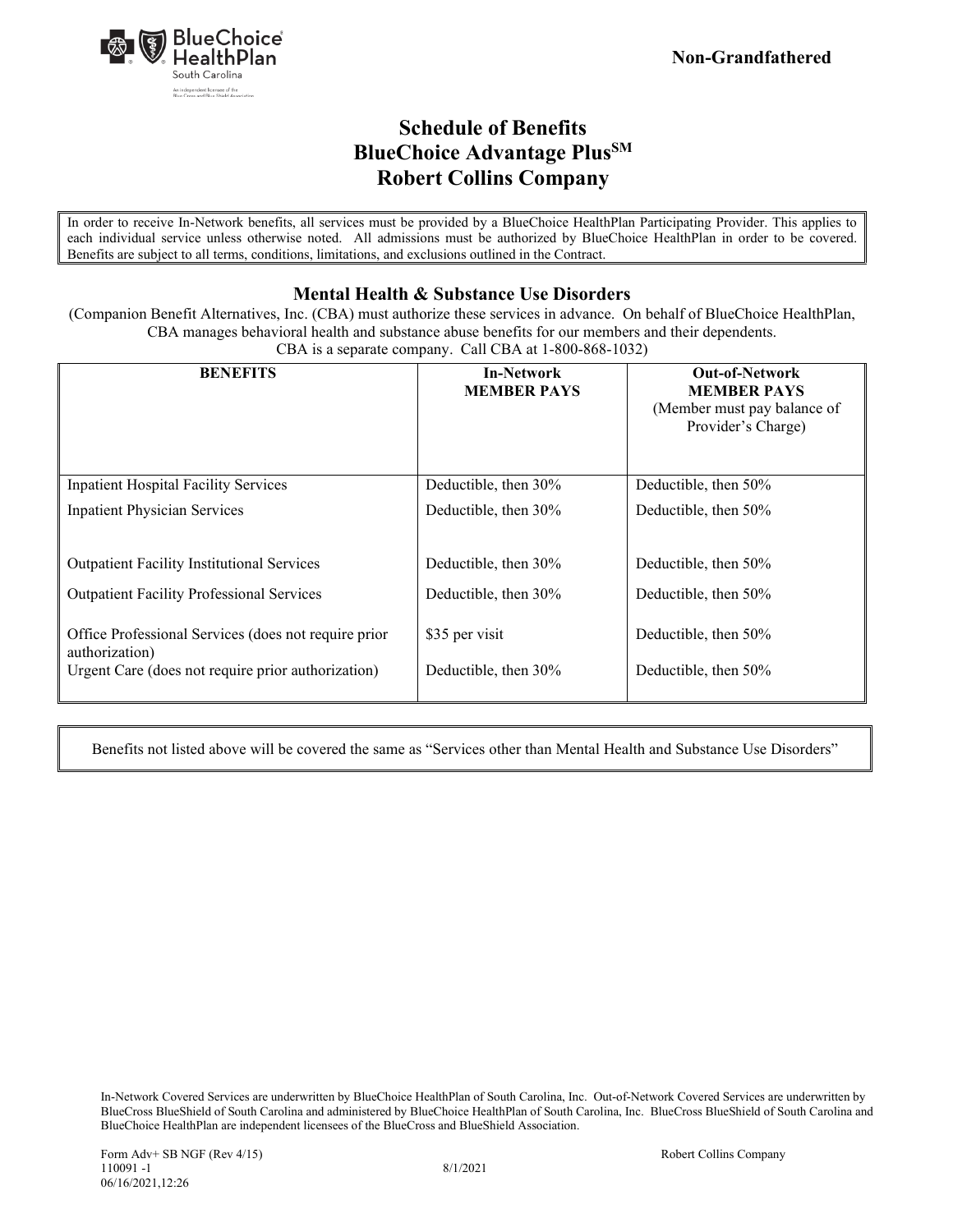Non-Grandfathered

# Schedule of Benefits
# BlueChoice Advantage Plus^SM
# Robert Collins Company

In order to receive In-Network benefits, all services must be provided by a BlueChoice HealthPlan Participating Provider. This applies to each individual service unless otherwise noted. All admissions must be authorized by BlueChoice HealthPlan in order to be covered. Benefits are subject to all terms, conditions, limitations, and exclusions outlined in the Contract.

## Mental Health & Substance Use Disorders

(Companion Benefit Alternatives, Inc. (CBA) must authorize these services in advance. On behalf of BlueChoice HealthPlan, CBA manages behavioral health and substance abuse benefits for our members and their dependents. CBA is a separate company. Call CBA at 1-800-868-1032)

| BENEFITS | In-Network MEMBER PAYS | Out-of-Network MEMBER PAYS (Member must pay balance of Provider's Charge) |
|---|---|---|
| Inpatient Hospital Facility Services | Deductible, then 30% | Deductible, then 50% |
| Inpatient Physician Services | Deductible, then 30% | Deductible, then 50% |
| Outpatient Facility Institutional Services | Deductible, then 30% | Deductible, then 50% |
| Outpatient Facility Professional Services | Deductible, then 30% | Deductible, then 50% |
| Office Professional Services (does not require prior authorization) | $35 per visit | Deductible, then 50% |
| Urgent Care (does not require prior authorization) | Deductible, then 30% | Deductible, then 50% |

Benefits not listed above will be covered the same as "Services other than Mental Health and Substance Use Disorders"

In-Network Covered Services are underwritten by BlueChoice HealthPlan of South Carolina, Inc. Out-of-Network Covered Services are underwritten by BlueCross BlueShield of South Carolina and administered by BlueChoice HealthPlan of South Carolina, Inc. BlueCross BlueShield of South Carolina and BlueChoice HealthPlan are independent licensees of the BlueCross and BlueShield Association.

Form Adv+ SB NGF (Rev 4/15)
110091 -1
06/16/2021,12:26
8/1/2021
Robert Collins Company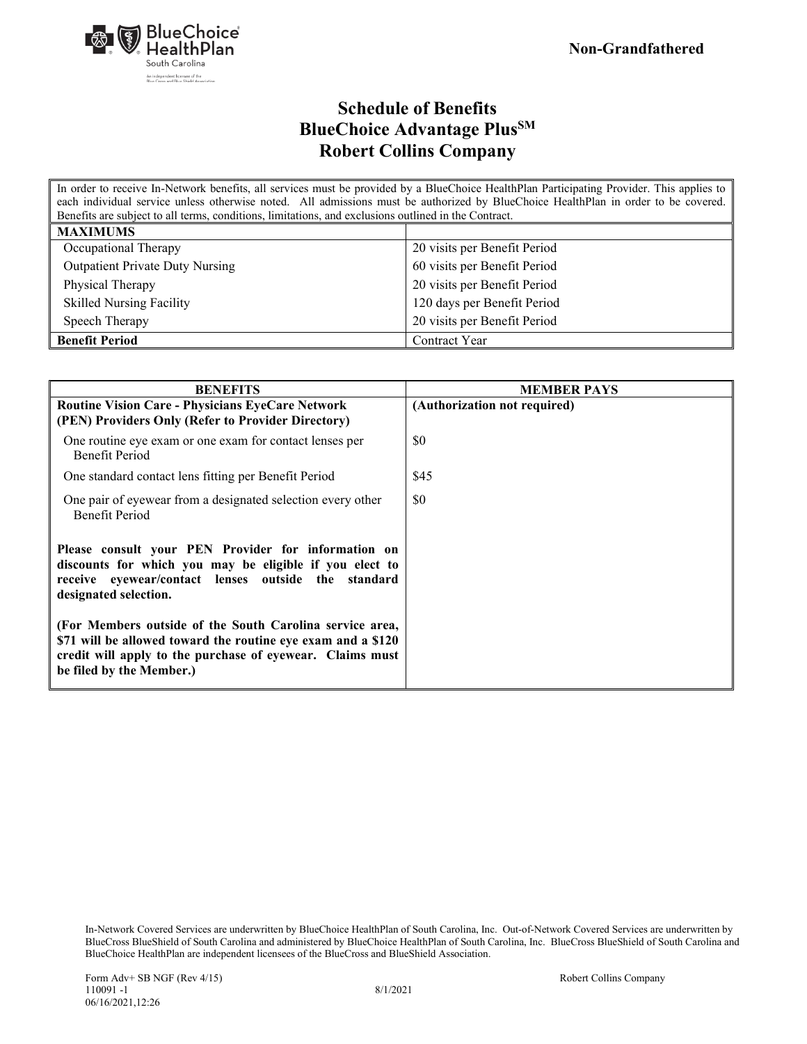**Non-Grandfathered**

# Schedule of Benefits
# BlueChoice Advantage Plus$^{SM}$
# Robert Collins Company

In order to receive In-Network benefits, all services must be provided by a BlueChoice HealthPlan Participating Provider. This applies to each individual service unless otherwise noted. All admissions must be authorized by BlueChoice HealthPlan in order to be covered. Benefits are subject to all terms, conditions, limitations, and exclusions outlined in the Contract.

| **MAXIMUMS** | |
|---|---|
| Occupational Therapy | 20 visits per Benefit Period |
| Outpatient Private Duty Nursing | 60 visits per Benefit Period |
| Physical Therapy | 20 visits per Benefit Period |
| Skilled Nursing Facility | 120 days per Benefit Period |
| Speech Therapy | 20 visits per Benefit Period |
| **Benefit Period** | Contract Year |

| **BENEFITS** | **MEMBER PAYS** |
|---|---|
| **Routine Vision Care - Physicians EyeCare Network (PEN) Providers Only (Refer to Provider Directory)** | **(Authorization not required)** |
| One routine eye exam or one exam for contact lenses per Benefit Period | $0 |
| One standard contact lens fitting per Benefit Period | $45 |
| One pair of eyewear from a designated selection every other Benefit Period | $0 |
| **Please consult your PEN Provider for information on discounts for which you may be eligible if you elect to receive eyewear/contact lenses outside the standard designated selection.** | |
| **(For Members outside of the South Carolina service area, $71 will be allowed toward the routine eye exam and a $120 credit will apply to the purchase of eyewear. Claims must be filed by the Member.)** | |

In-Network Covered Services are underwritten by BlueChoice HealthPlan of South Carolina, Inc. Out-of-Network Covered Services are underwritten by BlueCross BlueShield of South Carolina and administered by BlueChoice HealthPlan of South Carolina, Inc. BlueCross BlueShield of South Carolina and BlueChoice HealthPlan are independent licensees of the BlueCross and BlueShield Association.

Form Adv+ SB NGF (Rev 4/15) Robert Collins Company
110091 -1 8/1/2021
06/16/2021,12:26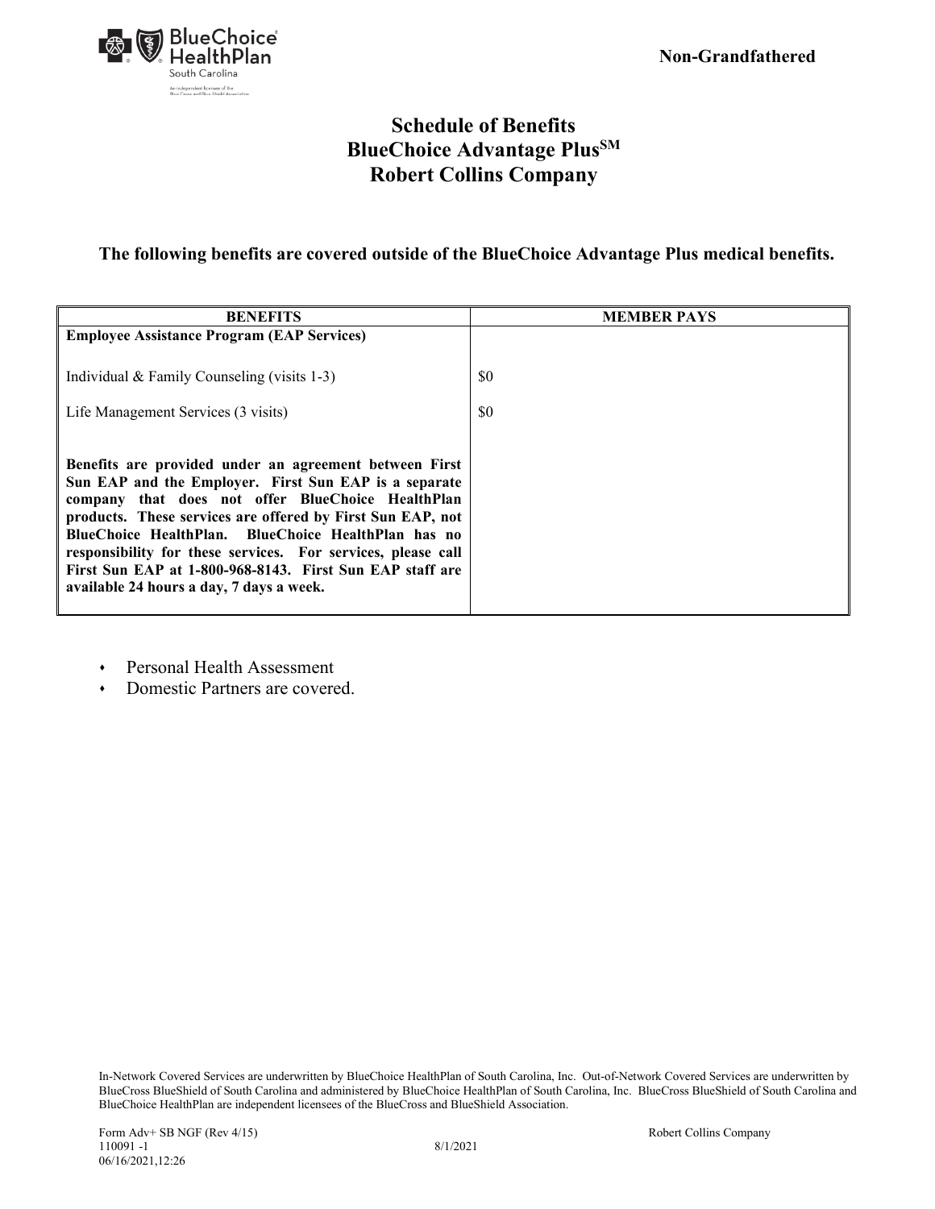**Non-Grandfathered**

# Schedule of Benefits
# BlueChoice Advantage Plus℠
# Robert Collins Company

**The following benefits are covered outside of the BlueChoice Advantage Plus medical benefits.**

| BENEFITS | MEMBER PAYS |
|---|---|
| **Employee Assistance Program (EAP Services)** | |
| Individual & Family Counseling (visits 1-3) | $0 |
| Life Management Services (3 visits) | $0 |
| **Benefits are provided under an agreement between First Sun EAP and the Employer. First Sun EAP is a separate company that does not offer BlueChoice HealthPlan products. These services are offered by First Sun EAP, not BlueChoice HealthPlan. BlueChoice HealthPlan has no responsibility for these services. For services, please call First Sun EAP at 1-800-968-8143. First Sun EAP staff are available 24 hours a day, 7 days a week.** | |

- Personal Health Assessment
- Domestic Partners are covered.

In-Network Covered Services are underwritten by BlueChoice HealthPlan of South Carolina, Inc. Out-of-Network Covered Services are underwritten by BlueCross BlueShield of South Carolina and administered by BlueChoice HealthPlan of South Carolina, Inc. BlueCross BlueShield of South Carolina and BlueChoice HealthPlan are independent licensees of the BlueCross and BlueShield Association.

Form Adv+ SB NGF (Rev 4/15) Robert Collins Company
110091 -1 8/1/2021
06/16/2021,12:26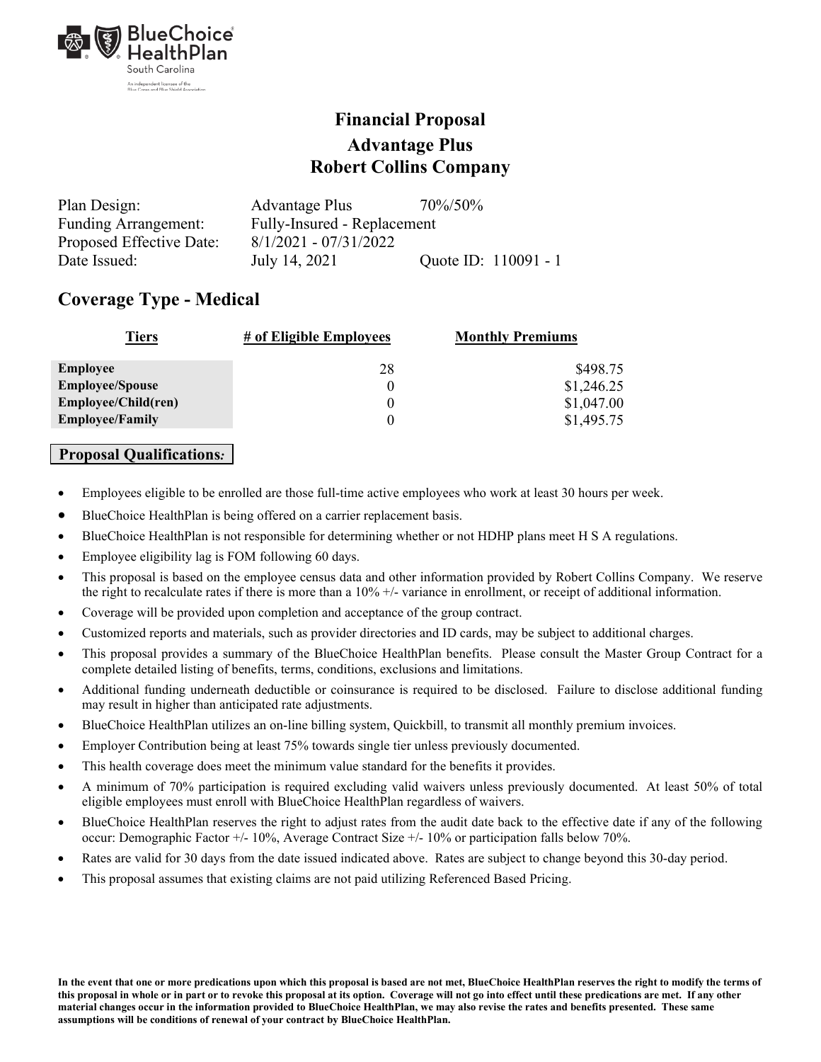BlueChoice HealthPlan
South Carolina
An independent licensee of the Blue Cross and Blue Shield Association

# Financial Proposal

## Advantage Plus

## Robert Collins Company

| | | |
|---|---|---|
| Plan Design: | Advantage Plus | 70%/50% |
| Funding Arrangement: | Fully-Insured - Replacement | |
| Proposed Effective Date: | 8/1/2021 - 07/31/2022 | |
| Date Issued: | July 14, 2021 | Quote ID: 110091 - 1 |

## Coverage Type - Medical

| Tiers | # of Eligible Employees | Monthly Premiums |
|---|---|---|
| **Employee** | 28 | $498.75 |
| **Employee/Spouse** | 0 | $1,246.25 |
| **Employee/Child(ren)** | 0 | $1,047.00 |
| **Employee/Family** | 0 | $1,495.75 |

**Proposal Qualifications:**

- Employees eligible to be enrolled are those full-time active employees who work at least 30 hours per week.
- BlueChoice HealthPlan is being offered on a carrier replacement basis.
- BlueChoice HealthPlan is not responsible for determining whether or not HDHP plans meet H S A regulations.
- Employee eligibility lag is FOM following 60 days.
- This proposal is based on the employee census data and other information provided by Robert Collins Company. We reserve the right to recalculate rates if there is more than a 10% +/- variance in enrollment, or receipt of additional information.
- Coverage will be provided upon completion and acceptance of the group contract.
- Customized reports and materials, such as provider directories and ID cards, may be subject to additional charges.
- This proposal provides a summary of the BlueChoice HealthPlan benefits. Please consult the Master Group Contract for a complete detailed listing of benefits, terms, conditions, exclusions and limitations.
- Additional funding underneath deductible or coinsurance is required to be disclosed. Failure to disclose additional funding may result in higher than anticipated rate adjustments.
- BlueChoice HealthPlan utilizes an on-line billing system, Quickbill, to transmit all monthly premium invoices.
- Employer Contribution being at least 75% towards single tier unless previously documented.
- This health coverage does meet the minimum value standard for the benefits it provides.
- A minimum of 70% participation is required excluding valid waivers unless previously documented. At least 50% of total eligible employees must enroll with BlueChoice HealthPlan regardless of waivers.
- BlueChoice HealthPlan reserves the right to adjust rates from the audit date back to the effective date if any of the following occur: Demographic Factor +/- 10%, Average Contract Size +/- 10% or participation falls below 70%.
- Rates are valid for 30 days from the date issued indicated above. Rates are subject to change beyond this 30-day period.
- This proposal assumes that existing claims are not paid utilizing Referenced Based Pricing.

**In the event that one or more predications upon which this proposal is based are not met, BlueChoice HealthPlan reserves the right to modify the terms of this proposal in whole or in part or to revoke this proposal at its option. Coverage will not go into effect until these predications are met. If any other material changes occur in the information provided to BlueChoice HealthPlan, we may also revise the rates and benefits presented. These same assumptions will be conditions of renewal of your contract by BlueChoice HealthPlan.**